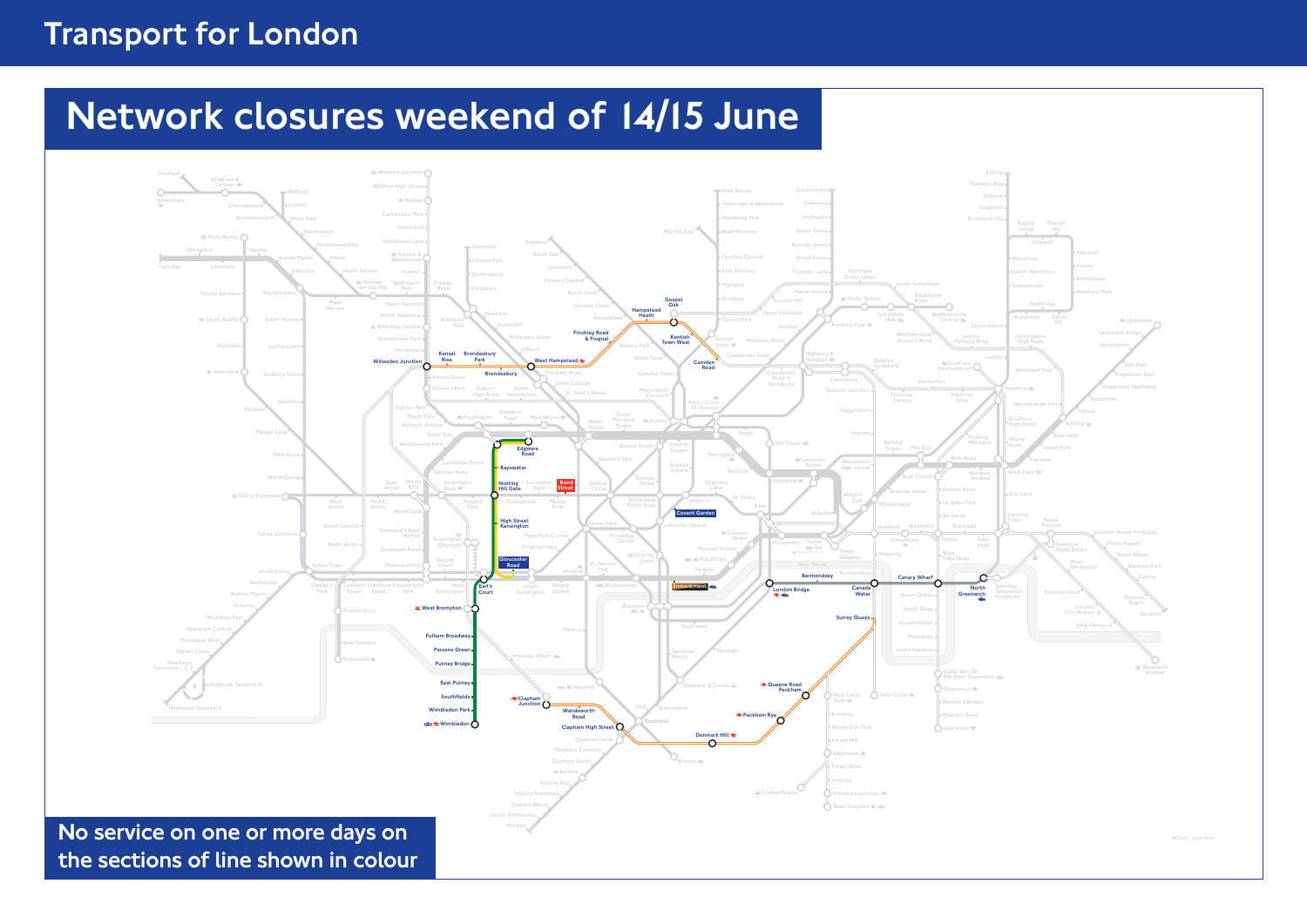Transport for London

# Network closures weekend of 14/15 June

No service on one or more days on the sections of line shown in colour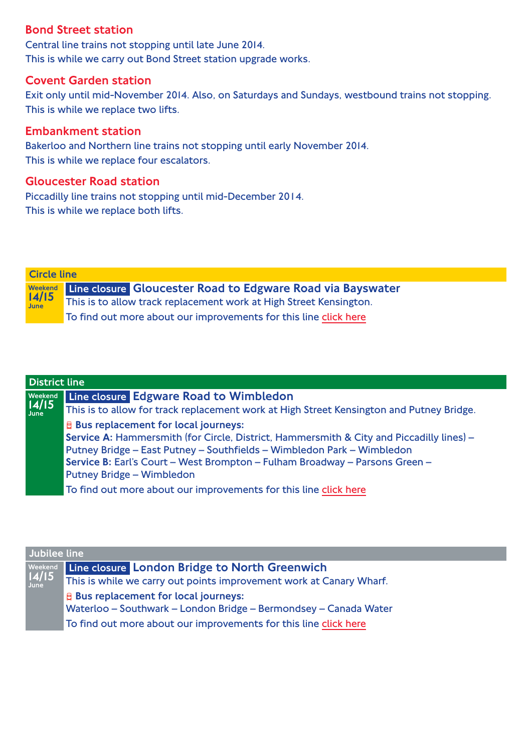## Bond Street station

Central line trains not stopping until late June 2014.
This is while we carry out Bond Street station upgrade works.

## Covent Garden station

Exit only until mid-November 2014. Also, on Saturdays and Sundays, westbound trains not stopping.
This is while we replace two lifts.

## Embankment station

Bakerloo and Northern line trains not stopping until early November 2014.
This is while we replace four escalators.

## Gloucester Road station

Piccadilly line trains not stopping until mid-December 2014.
This is while we replace both lifts.

## Circle line

**Weekend 14/15 June**

**Line closure** **Gloucester Road to Edgware Road via Bayswater**

This is to allow track replacement work at High Street Kensington.

To find out more about our improvements for this line click here

## District line

**Weekend 14/15 June**

**Line closure** **Edgware Road to Wimbledon**

This is to allow for track replacement work at High Street Kensington and Putney Bridge.

**Bus replacement for local journeys:**

**Service A:** Hammersmith (for Circle, District, Hammersmith & City and Piccadilly lines) – Putney Bridge – East Putney – Southfields – Wimbledon Park – Wimbledon

**Service B:** Earl's Court – West Brompton – Fulham Broadway – Parsons Green – Putney Bridge – Wimbledon

To find out more about our improvements for this line click here

## Jubilee line

**Weekend 14/15 June**

**Line closure** **London Bridge to North Greenwich**

This is while we carry out points improvement work at Canary Wharf.

**Bus replacement for local journeys:**

Waterloo – Southwark – London Bridge – Bermondsey – Canada Water

To find out more about our improvements for this line click here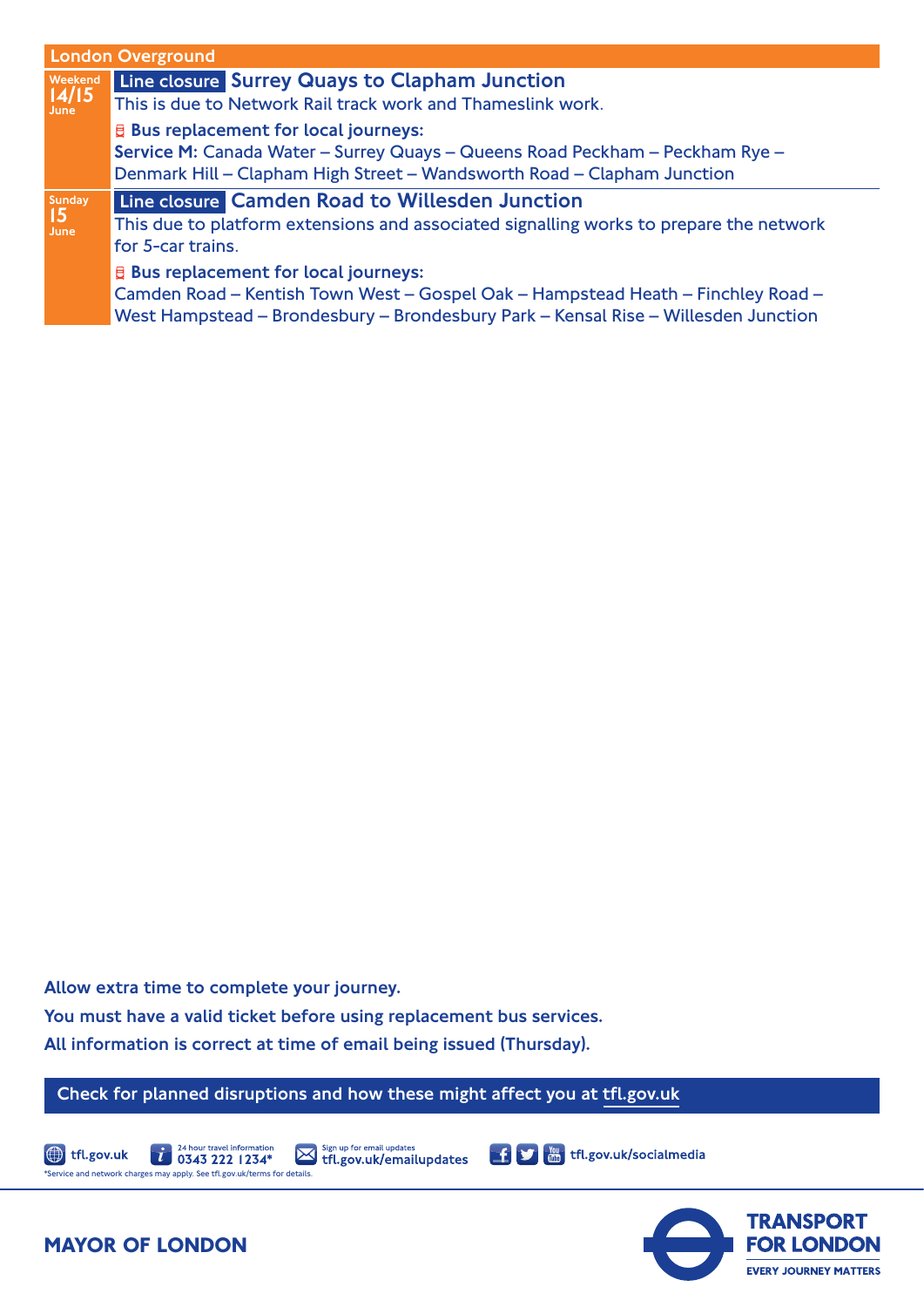## London Overground

**Weekend 14/15 June**

**Line closure** Surrey Quays to Clapham Junction

This is due to Network Rail track work and Thameslink work.

**Bus replacement for local journeys:**
**Service M:** Canada Water – Surrey Quays – Queens Road Peckham – Peckham Rye – Denmark Hill – Clapham High Street – Wandsworth Road – Clapham Junction

**Sunday 15 June**

**Line closure** Camden Road to Willesden Junction

This due to platform extensions and associated signalling works to prepare the network for 5-car trains.

**Bus replacement for local journeys:**
Camden Road – Kentish Town West – Gospel Oak – Hampstead Heath – Finchley Road – West Hampstead – Brondesbury – Brondesbury Park – Kensal Rise – Willesden Junction

**Allow extra time to complete your journey.**

**You must have a valid ticket before using replacement bus services.**

**All information is correct at time of email being issued (Thursday).**

**Check for planned disruptions and how these might affect you at tfl.gov.uk**

tfl.gov.uk | 24 hour travel information 0343 222 1234* | Sign up for email updates tfl.gov.uk/emailupdates | tfl.gov.uk/socialmedia

*Service and network charges may apply. See tfl.gov.uk/terms for details.

**MAYOR OF LONDON**

**TRANSPORT FOR LONDON**
**EVERY JOURNEY MATTERS**